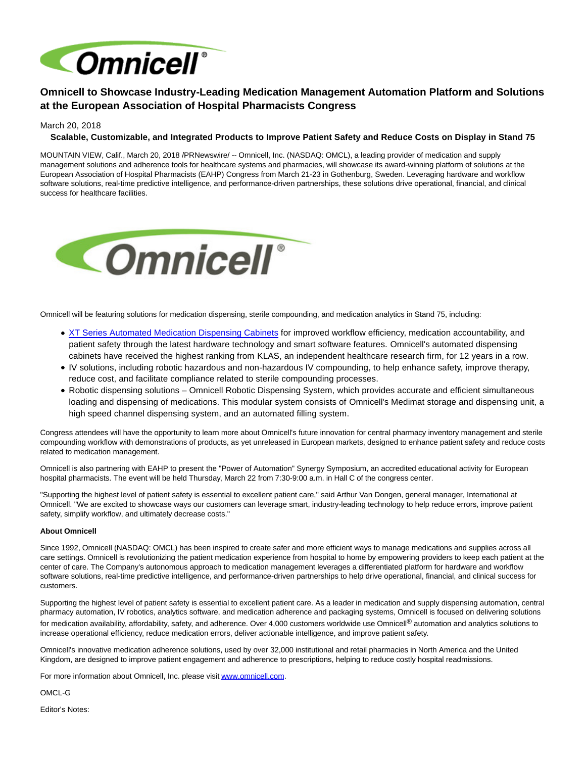# Omnicell to Showcase Industry-Leading Medication Management Automation Platform and Solutions at the European Association of Hospital Pharmacists Congress

March 20, 2018

**Scalable, Customizable, and Integrated Products to Improve Patient Safety and Reduce Costs on Display in Stand 75**

MOUNTAIN VIEW, Calif., March 20, 2018 /PRNewswire/ -- Omnicell, Inc. (NASDAQ: OMCL), a leading provider of medication and supply management solutions and adherence tools for healthcare systems and pharmacies, will showcase its award-winning platform of solutions at the European Association of Hospital Pharmacists (EAHP) Congress from March 21-23 in Gothenburg, Sweden. Leveraging hardware and workflow software solutions, real-time predictive intelligence, and performance-driven partnerships, these solutions drive operational, financial, and clinical success for healthcare facilities.

Omnicell will be featuring solutions for medication dispensing, sterile compounding, and medication analytics in Stand 75, including:

- XT Series Automated Medication Dispensing Cabinets for improved workflow efficiency, medication accountability, and patient safety through the latest hardware technology and smart software features. Omnicell's automated dispensing cabinets have received the highest ranking from KLAS, an independent healthcare research firm, for 12 years in a row.
- IV solutions, including robotic hazardous and non-hazardous IV compounding, to help enhance safety, improve therapy, reduce cost, and facilitate compliance related to sterile compounding processes.
- Robotic dispensing solutions – Omnicell Robotic Dispensing System, which provides accurate and efficient simultaneous loading and dispensing of medications. This modular system consists of Omnicell's Medimat storage and dispensing unit, a high speed channel dispensing system, and an automated filling system.

Congress attendees will have the opportunity to learn more about Omnicell's future innovation for central pharmacy inventory management and sterile compounding workflow with demonstrations of products, as yet unreleased in European markets, designed to enhance patient safety and reduce costs related to medication management.

Omnicell is also partnering with EAHP to present the "Power of Automation" Synergy Symposium, an accredited educational activity for European hospital pharmacists. The event will be held Thursday, March 22 from 7:30-9:00 a.m. in Hall C of the congress center.

"Supporting the highest level of patient safety is essential to excellent patient care," said Arthur Van Dongen, general manager, International at Omnicell. "We are excited to showcase ways our customers can leverage smart, industry-leading technology to help reduce errors, improve patient safety, simplify workflow, and ultimately decrease costs."

**About Omnicell**

Since 1992, Omnicell (NASDAQ: OMCL) has been inspired to create safer and more efficient ways to manage medications and supplies across all care settings. Omnicell is revolutionizing the patient medication experience from hospital to home by empowering providers to keep each patient at the center of care. The Company's autonomous approach to medication management leverages a differentiated platform for hardware and workflow software solutions, real-time predictive intelligence, and performance-driven partnerships to help drive operational, financial, and clinical success for customers.

Supporting the highest level of patient safety is essential to excellent patient care. As a leader in medication and supply dispensing automation, central pharmacy automation, IV robotics, analytics software, and medication adherence and packaging systems, Omnicell is focused on delivering solutions for medication availability, affordability, safety, and adherence. Over 4,000 customers worldwide use Omnicell® automation and analytics solutions to increase operational efficiency, reduce medication errors, deliver actionable intelligence, and improve patient safety.

Omnicell's innovative medication adherence solutions, used by over 32,000 institutional and retail pharmacies in North America and the United Kingdom, are designed to improve patient engagement and adherence to prescriptions, helping to reduce costly hospital readmissions.

For more information about Omnicell, Inc. please visit www.omnicell.com.

OMCL-G

Editor's Notes: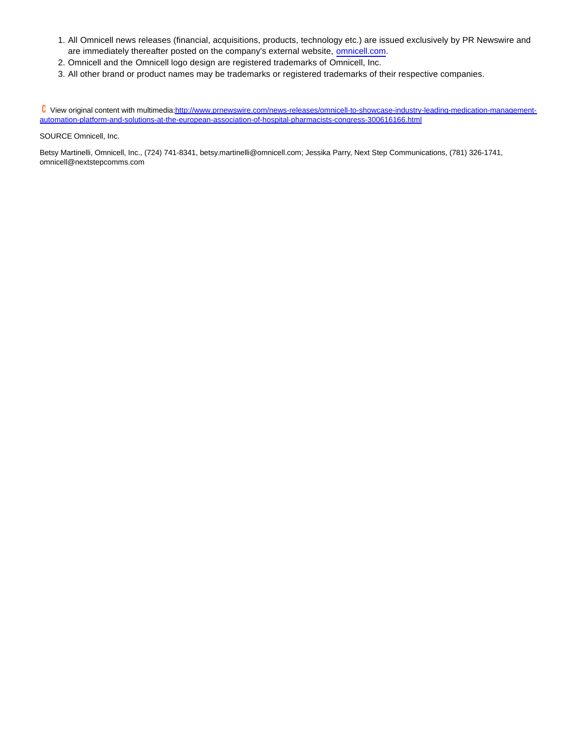1. All Omnicell news releases (financial, acquisitions, products, technology etc.) are issued exclusively by PR Newswire and are immediately thereafter posted on the company's external website, omnicell.com.
2. Omnicell and the Omnicell logo design are registered trademarks of Omnicell, Inc.
3. All other brand or product names may be trademarks or registered trademarks of their respective companies.

View original content with multimedia:http://www.prnewswire.com/news-releases/omnicell-to-showcase-industry-leading-medication-management-automation-platform-and-solutions-at-the-european-association-of-hospital-pharmacists-congress-300616166.html

SOURCE Omnicell, Inc.

Betsy Martinelli, Omnicell, Inc., (724) 741-8341, betsy.martinelli@omnicell.com; Jessika Parry, Next Step Communications, (781) 326-1741, omnicell@nextstepcomms.com